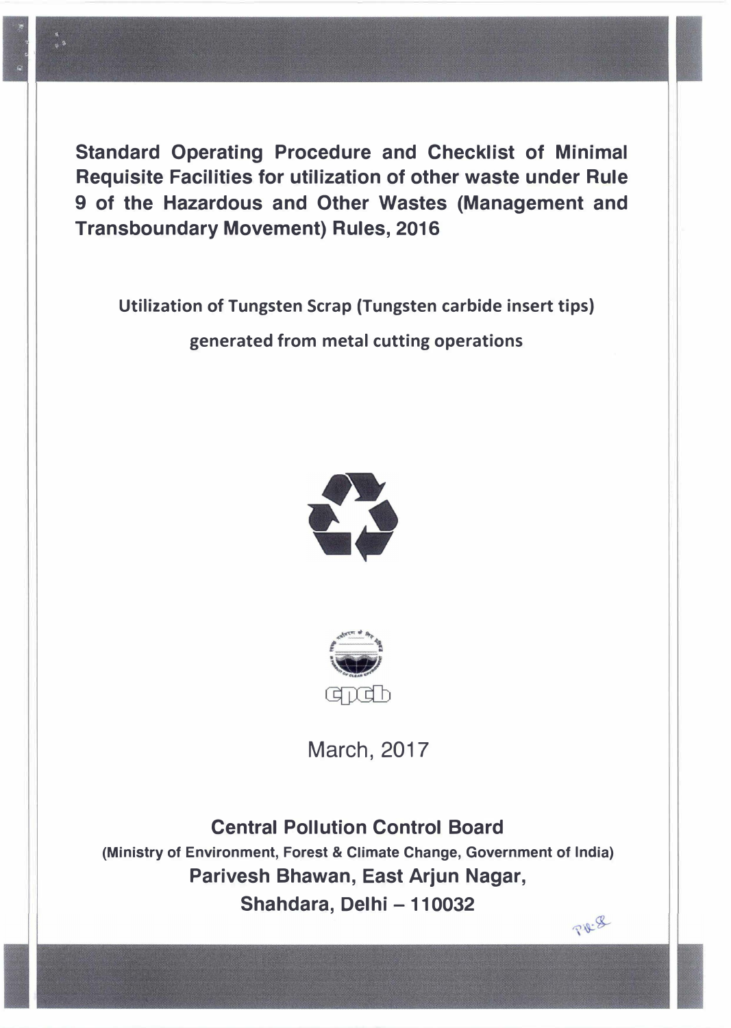# Standard Operating Procedure and Checklist of Minimal Requisite Facilities for utilization of other waste under Rule 9 of the Hazardous and Other Wastes (Management and Transboundary Movement) Rules, 2016

## Utilization of Tungsten Scrap (Tungsten carbide insert tips) generated from metal cutting operations

March, 2017

**Central Pollution Control Board**

**(Ministry of Environment, Forest & Climate Change, Government of India)**

**Parivesh Bhawan, East Arjun Nagar,**

**Shahdara, Delhi – 110032**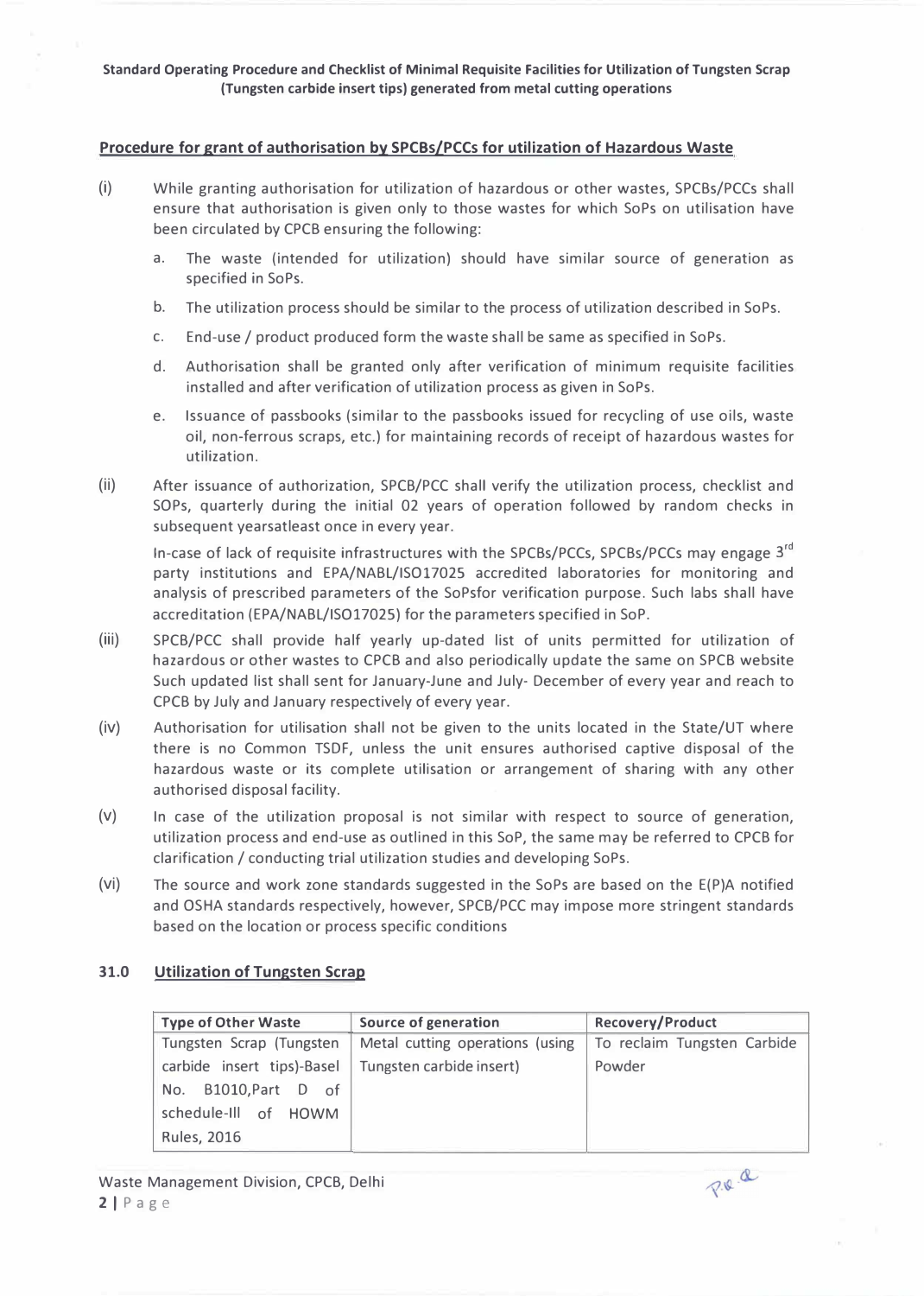**Standard Operating Procedure and Checklist of Minimal Requisite Facilities for Utilization of Tungsten Scrap (Tungsten carbide insert tips) generated from metal cutting operations**

## Procedure for grant of authorisation by SPCBs/PCCs for utilization of Hazardous Waste

(i) While granting authorisation for utilization of hazardous or other wastes, SPCBs/PCCs shall ensure that authorisation is given only to those wastes for which SoPs on utilisation have been circulated by CPCB ensuring the following:

   a. The waste (intended for utilization) should have similar source of generation as specified in SoPs.

   b. The utilization process should be similar to the process of utilization described in SoPs.

   c. End-use / product produced form the waste shall be same as specified in SoPs.

   d. Authorisation shall be granted only after verification of minimum requisite facilities installed and after verification of utilization process as given in SoPs.

   e. Issuance of passbooks (similar to the passbooks issued for recycling of use oils, waste oil, non-ferrous scraps, etc.) for maintaining records of receipt of hazardous wastes for utilization.

(ii) After issuance of authorization, SPCB/PCC shall verify the utilization process, checklist and SOPs, quarterly during the initial 02 years of operation followed by random checks in subsequent yearsatleast once in every year.

   In-case of lack of requisite infrastructures with the SPCBs/PCCs, SPCBs/PCCs may engage 3rd party institutions and EPA/NABL/ISO17025 accredited laboratories for monitoring and analysis of prescribed parameters of the SoPsfor verification purpose. Such labs shall have accreditation (EPA/NABL/ISO17025) for the parameters specified in SoP.

(iii) SPCB/PCC shall provide half yearly up-dated list of units permitted for utilization of hazardous or other wastes to CPCB and also periodically update the same on SPCB website Such updated list shall sent for January-June and July- December of every year and reach to CPCB by July and January respectively of every year.

(iv) Authorisation for utilisation shall not be given to the units located in the State/UT where there is no Common TSDF, unless the unit ensures authorised captive disposal of the hazardous waste or its complete utilisation or arrangement of sharing with any other authorised disposal facility.

(v) In case of the utilization proposal is not similar with respect to source of generation, utilization process and end-use as outlined in this SoP, the same may be referred to CPCB for clarification / conducting trial utilization studies and developing SoPs.

(vi) The source and work zone standards suggested in the SoPs are based on the E(P)A notified and OSHA standards respectively, however, SPCB/PCC may impose more stringent standards based on the location or process specific conditions

## 31.0 Utilization of Tungsten Scrap

| Type of Other Waste | Source of generation | Recovery/Product |
|---|---|---|
| Tungsten Scrap (Tungsten carbide insert tips)-Basel No. B1010,Part D of schedule-III of HOWM Rules, 2016 | Metal cutting operations (using Tungsten carbide insert) | To reclaim Tungsten Carbide Powder |

Waste Management Division, CPCB, Delhi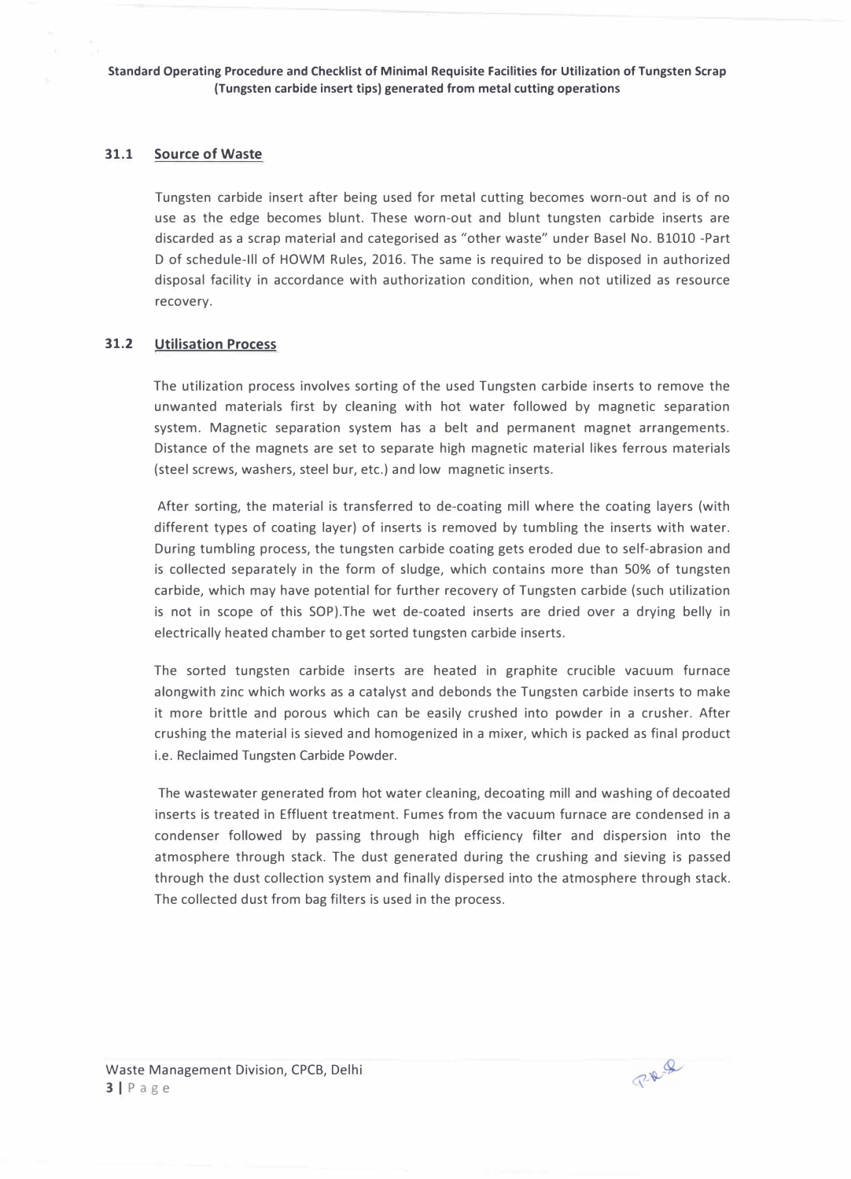### 31.1 Source of Waste

Tungsten carbide insert after being used for metal cutting becomes worn-out and is of no use as the edge becomes blunt. These worn-out and blunt tungsten carbide inserts are discarded as a scrap material and categorised as "other waste" under Basel No. B1010 -Part D of schedule-III of HOWM Rules, 2016. The same is required to be disposed in authorized disposal facility in accordance with authorization condition, when not utilized as resource recovery.

### 31.2 Utilisation Process

The utilization process involves sorting of the used Tungsten carbide inserts to remove the unwanted materials first by cleaning with hot water followed by magnetic separation system. Magnetic separation system has a belt and permanent magnet arrangements. Distance of the magnets are set to separate high magnetic material likes ferrous materials (steel screws, washers, steel bur, etc.) and low magnetic inserts.

After sorting, the material is transferred to de-coating mill where the coating layers (with different types of coating layer) of inserts is removed by tumbling the inserts with water. During tumbling process, the tungsten carbide coating gets eroded due to self-abrasion and is collected separately in the form of sludge, which contains more than 50% of tungsten carbide, which may have potential for further recovery of Tungsten carbide (such utilization is not in scope of this SOP).The wet de-coated inserts are dried over a drying belly in electrically heated chamber to get sorted tungsten carbide inserts.

The sorted tungsten carbide inserts are heated in graphite crucible vacuum furnace alongwith zinc which works as a catalyst and debonds the Tungsten carbide inserts to make it more brittle and porous which can be easily crushed into powder in a crusher. After crushing the material is sieved and homogenized in a mixer, which is packed as final product i.e. Reclaimed Tungsten Carbide Powder.

The wastewater generated from hot water cleaning, decoating mill and washing of decoated inserts is treated in Effluent treatment. Fumes from the vacuum furnace are condensed in a condenser followed by passing through high efficiency filter and dispersion into the atmosphere through stack. The dust generated during the crushing and sieving is passed through the dust collection system and finally dispersed into the atmosphere through stack. The collected dust from bag filters is used in the process.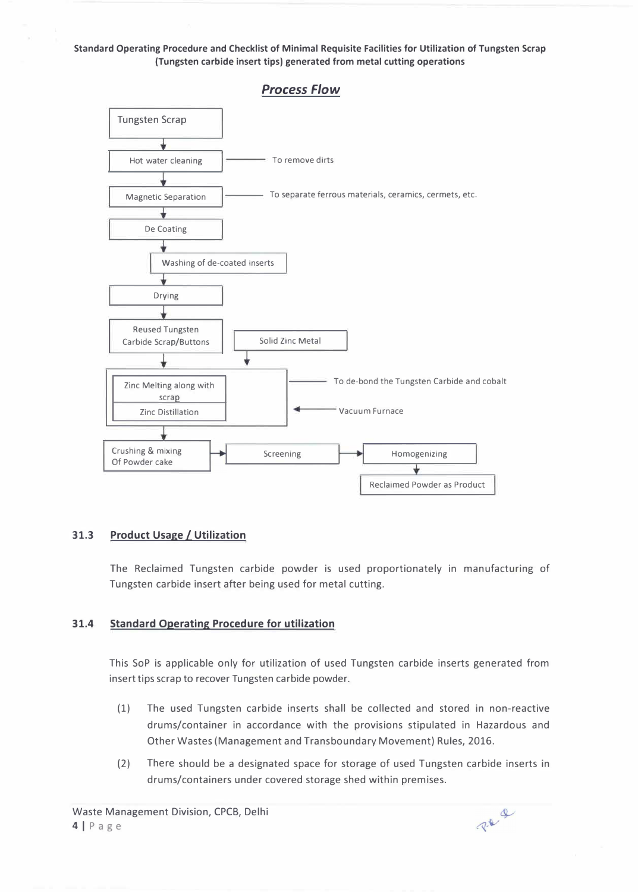**Standard Operating Procedure and Checklist of Minimal Requisite Facilities for Utilization of Tungsten Scrap (Tungsten carbide insert tips) generated from metal cutting operations**

## *Process Flow*

Tungsten Scrap
↓
Hot water cleaning — To remove dirts
↓
Magnetic Separation — To separate ferrous materials, ceramics, cermets, etc.
↓
De Coating
↓
Washing of de-coated inserts
↓
Drying
↓
Reused Tungsten Carbide Scrap/Buttons + Solid Zinc Metal
↓
Zinc Melting along with scrap / Zinc Distillation — To de-bond the Tungsten Carbide and cobalt; Vacuum Furnace
↓
Crushing & mixing Of Powder cake → Screening → Homogenizing
↓
Reclaimed Powder as Product

### 31.3 Product Usage / Utilization

The Reclaimed Tungsten carbide powder is used proportionately in manufacturing of Tungsten carbide insert after being used for metal cutting.

### 31.4 Standard Operating Procedure for utilization

This SoP is applicable only for utilization of used Tungsten carbide inserts generated from insert tips scrap to recover Tungsten carbide powder.

(1) The used Tungsten carbide inserts shall be collected and stored in non-reactive drums/container in accordance with the provisions stipulated in Hazardous and Other Wastes (Management and Transboundary Movement) Rules, 2016.

(2) There should be a designated space for storage of used Tungsten carbide inserts in drums/containers under covered storage shed within premises.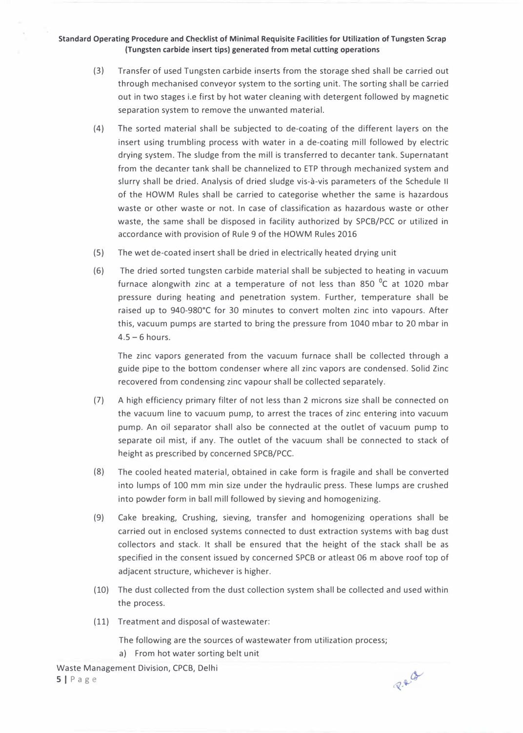(3) Transfer of used Tungsten carbide inserts from the storage shed shall be carried out through mechanised conveyor system to the sorting unit. The sorting shall be carried out in two stages i.e first by hot water cleaning with detergent followed by magnetic separation system to remove the unwanted material.

(4) The sorted material shall be subjected to de-coating of the different layers on the insert using trumbling process with water in a de-coating mill followed by electric drying system. The sludge from the mill is transferred to decanter tank. Supernatant from the decanter tank shall be channelized to ETP through mechanized system and slurry shall be dried. Analysis of dried sludge vis-à-vis parameters of the Schedule II of the HOWM Rules shall be carried to categorise whether the same is hazardous waste or other waste or not. In case of classification as hazardous waste or other waste, the same shall be disposed in facility authorized by SPCB/PCC or utilized in accordance with provision of Rule 9 of the HOWM Rules 2016

(5) The wet de-coated insert shall be dried in electrically heated drying unit

(6) The dried sorted tungsten carbide material shall be subjected to heating in vacuum furnace alongwith zinc at a temperature of not less than 850 $^0$C at 1020 mbar pressure during heating and penetration system. Further, temperature shall be raised up to 940-980°C for 30 minutes to convert molten zinc into vapours. After this, vacuum pumps are started to bring the pressure from 1040 mbar to 20 mbar in 4.5 – 6 hours.

The zinc vapors generated from the vacuum furnace shall be collected through a guide pipe to the bottom condenser where all zinc vapors are condensed. Solid Zinc recovered from condensing zinc vapour shall be collected separately.

(7) A high efficiency primary filter of not less than 2 microns size shall be connected on the vacuum line to vacuum pump, to arrest the traces of zinc entering into vacuum pump. An oil separator shall also be connected at the outlet of vacuum pump to separate oil mist, if any. The outlet of the vacuum shall be connected to stack of height as prescribed by concerned SPCB/PCC.

(8) The cooled heated material, obtained in cake form is fragile and shall be converted into lumps of 100 mm min size under the hydraulic press. These lumps are crushed into powder form in ball mill followed by sieving and homogenizing.

(9) Cake breaking, Crushing, sieving, transfer and homogenizing operations shall be carried out in enclosed systems connected to dust extraction systems with bag dust collectors and stack. It shall be ensured that the height of the stack shall be as specified in the consent issued by concerned SPCB or atleast 06 m above roof top of adjacent structure, whichever is higher.

(10) The dust collected from the dust collection system shall be collected and used within the process.

(11) Treatment and disposal of wastewater:

The following are the sources of wastewater from utilization process;

a) From hot water sorting belt unit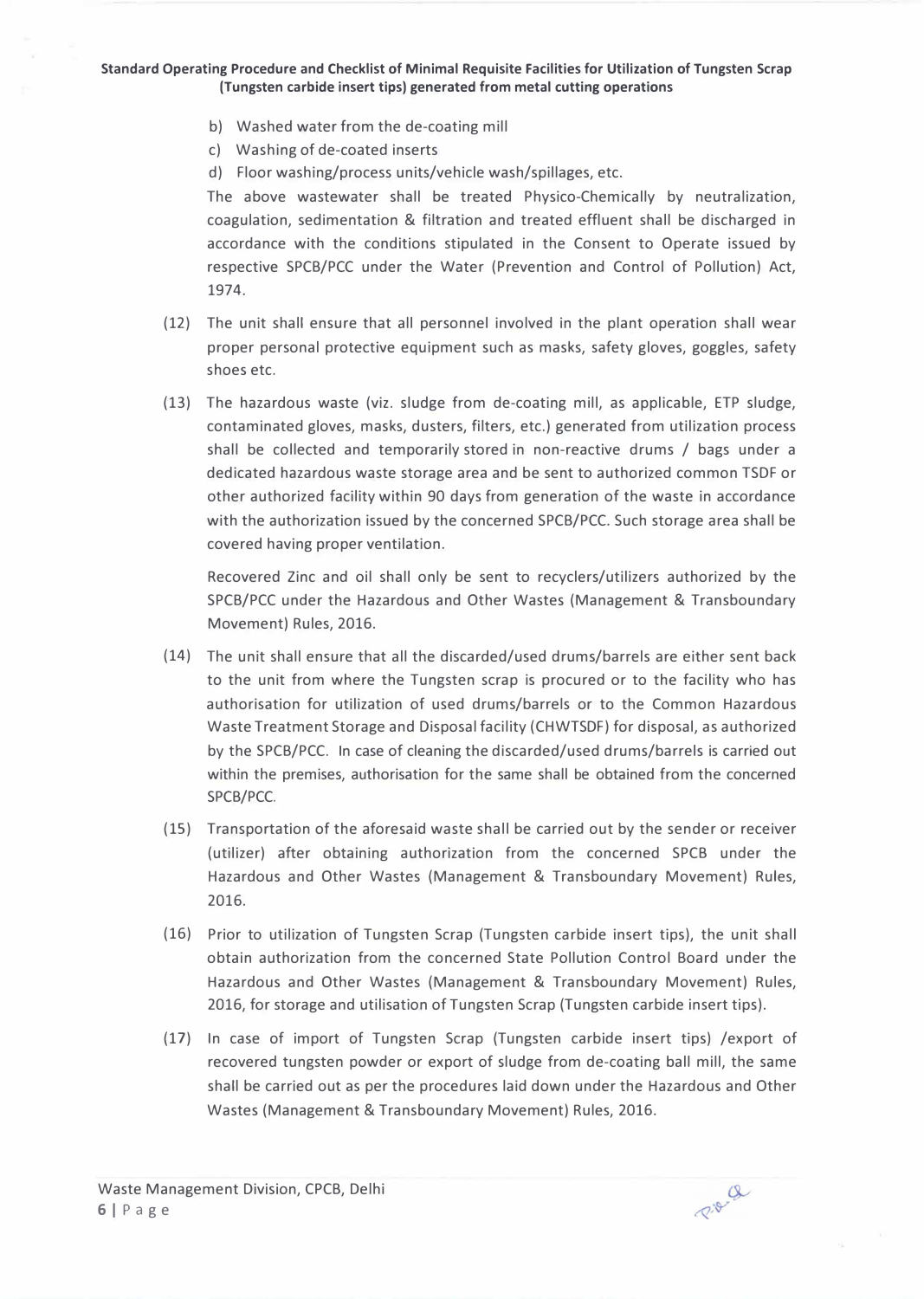b) Washed water from the de-coating mill
c) Washing of de-coated inserts
d) Floor washing/process units/vehicle wash/spillages, etc.

The above wastewater shall be treated Physico-Chemically by neutralization, coagulation, sedimentation & filtration and treated effluent shall be discharged in accordance with the conditions stipulated in the Consent to Operate issued by respective SPCB/PCC under the Water (Prevention and Control of Pollution) Act, 1974.

(12) The unit shall ensure that all personnel involved in the plant operation shall wear proper personal protective equipment such as masks, safety gloves, goggles, safety shoes etc.

(13) The hazardous waste (viz. sludge from de-coating mill, as applicable, ETP sludge, contaminated gloves, masks, dusters, filters, etc.) generated from utilization process shall be collected and temporarily stored in non-reactive drums / bags under a dedicated hazardous waste storage area and be sent to authorized common TSDF or other authorized facility within 90 days from generation of the waste in accordance with the authorization issued by the concerned SPCB/PCC. Such storage area shall be covered having proper ventilation.

Recovered Zinc and oil shall only be sent to recyclers/utilizers authorized by the SPCB/PCC under the Hazardous and Other Wastes (Management & Transboundary Movement) Rules, 2016.

(14) The unit shall ensure that all the discarded/used drums/barrels are either sent back to the unit from where the Tungsten scrap is procured or to the facility who has authorisation for utilization of used drums/barrels or to the Common Hazardous Waste Treatment Storage and Disposal facility (CHWTSDF) for disposal, as authorized by the SPCB/PCC. In case of cleaning the discarded/used drums/barrels is carried out within the premises, authorisation for the same shall be obtained from the concerned SPCB/PCC.

(15) Transportation of the aforesaid waste shall be carried out by the sender or receiver (utilizer) after obtaining authorization from the concerned SPCB under the Hazardous and Other Wastes (Management & Transboundary Movement) Rules, 2016.

(16) Prior to utilization of Tungsten Scrap (Tungsten carbide insert tips), the unit shall obtain authorization from the concerned State Pollution Control Board under the Hazardous and Other Wastes (Management & Transboundary Movement) Rules, 2016, for storage and utilisation of Tungsten Scrap (Tungsten carbide insert tips).

(17) In case of import of Tungsten Scrap (Tungsten carbide insert tips) /export of recovered tungsten powder or export of sludge from de-coating ball mill, the same shall be carried out as per the procedures laid down under the Hazardous and Other Wastes (Management & Transboundary Movement) Rules, 2016.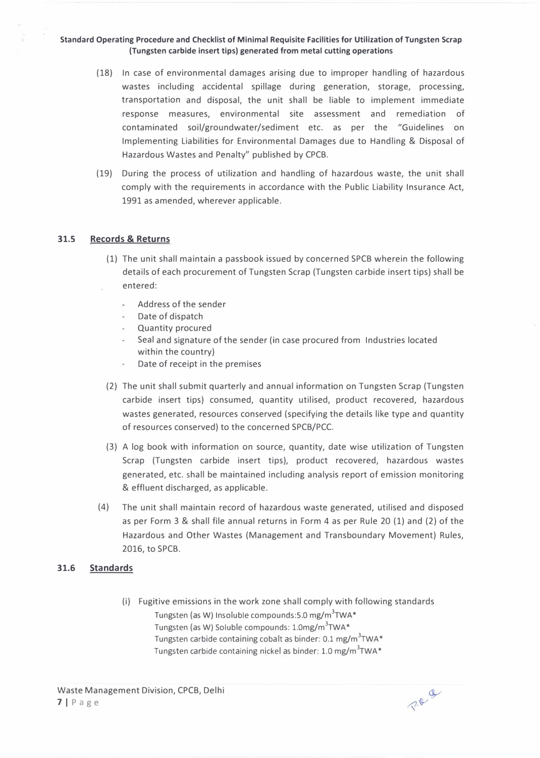(18) In case of environmental damages arising due to improper handling of hazardous wastes including accidental spillage during generation, storage, processing, transportation and disposal, the unit shall be liable to implement immediate response measures, environmental site assessment and remediation of contaminated soil/groundwater/sediment etc. as per the "Guidelines on Implementing Liabilities for Environmental Damages due to Handling & Disposal of Hazardous Wastes and Penalty" published by CPCB.

(19) During the process of utilization and handling of hazardous waste, the unit shall comply with the requirements in accordance with the Public Liability Insurance Act, 1991 as amended, wherever applicable.

## 31.5 Records & Returns

(1) The unit shall maintain a passbook issued by concerned SPCB wherein the following details of each procurement of Tungsten Scrap (Tungsten carbide insert tips) shall be entered:

- Address of the sender
- Date of dispatch
- Quantity procured
- Seal and signature of the sender (in case procured from Industries located within the country)
- Date of receipt in the premises

(2) The unit shall submit quarterly and annual information on Tungsten Scrap (Tungsten carbide insert tips) consumed, quantity utilised, product recovered, hazardous wastes generated, resources conserved (specifying the details like type and quantity of resources conserved) to the concerned SPCB/PCC.

(3) A log book with information on source, quantity, date wise utilization of Tungsten Scrap (Tungsten carbide insert tips), product recovered, hazardous wastes generated, etc. shall be maintained including analysis report of emission monitoring & effluent discharged, as applicable.

(4) The unit shall maintain record of hazardous waste generated, utilised and disposed as per Form 3 & shall file annual returns in Form 4 as per Rule 20 (1) and (2) of the Hazardous and Other Wastes (Management and Transboundary Movement) Rules, 2016, to SPCB.

## 31.6 Standards

(i) Fugitive emissions in the work zone shall comply with following standards

Tungsten (as W) Insoluble compounds: 5.0 mg/$m^3$TWA*

Tungsten (as W) Soluble compounds: 1.0mg/$m^3$TWA*

Tungsten carbide containing cobalt as binder: 0.1 mg/$m^3$TWA*

Tungsten carbide containing nickel as binder: 1.0 mg/$m^3$TWA*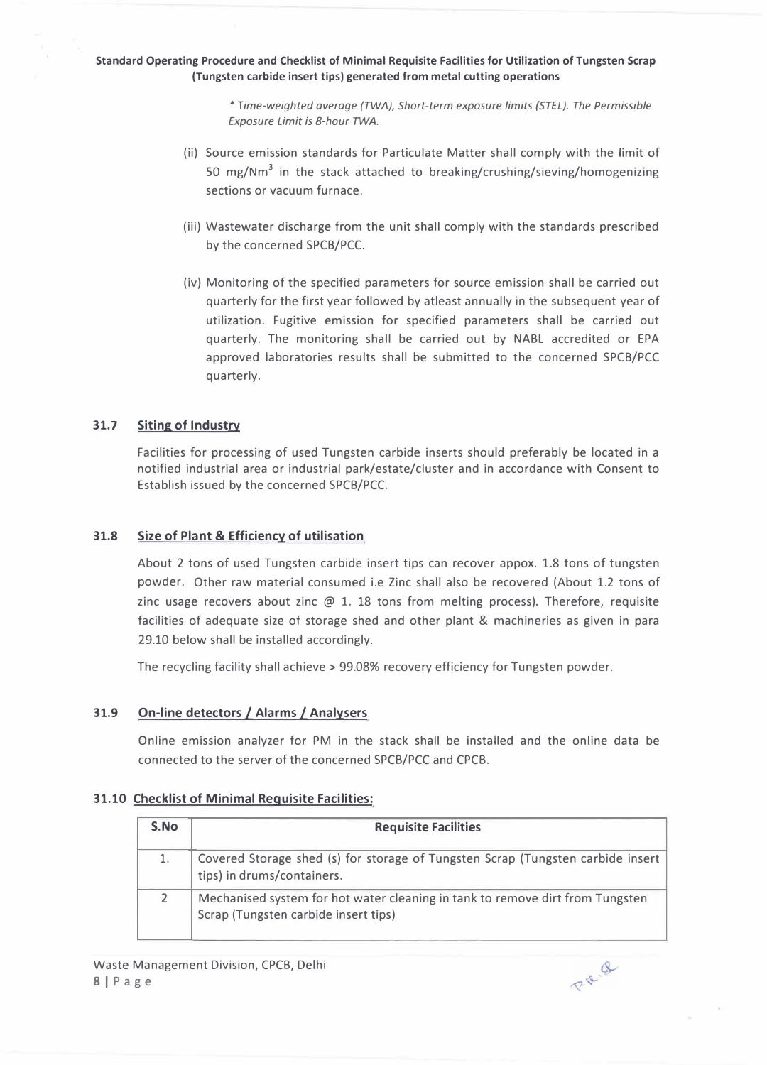*Time-weighted average (TWA), Short-term exposure limits (STEL). The Permissible Exposure Limit is 8-hour TWA.*

(ii) Source emission standards for Particulate Matter shall comply with the limit of 50 mg/Nm$^3$ in the stack attached to breaking/crushing/sieving/homogenizing sections or vacuum furnace.

(iii) Wastewater discharge from the unit shall comply with the standards prescribed by the concerned SPCB/PCC.

(iv) Monitoring of the specified parameters for source emission shall be carried out quarterly for the first year followed by atleast annually in the subsequent year of utilization. Fugitive emission for specified parameters shall be carried out quarterly. The monitoring shall be carried out by NABL accredited or EPA approved laboratories results shall be submitted to the concerned SPCB/PCC quarterly.

## 31.7 Siting of Industry

Facilities for processing of used Tungsten carbide inserts should preferably be located in a notified industrial area or industrial park/estate/cluster and in accordance with Consent to Establish issued by the concerned SPCB/PCC.

## 31.8 Size of Plant & Efficiency of utilisation

About 2 tons of used Tungsten carbide insert tips can recover appox. 1.8 tons of tungsten powder. Other raw material consumed i.e Zinc shall also be recovered (About 1.2 tons of zinc usage recovers about zinc @ 1. 18 tons from melting process). Therefore, requisite facilities of adequate size of storage shed and other plant & machineries as given in para 29.10 below shall be installed accordingly.

The recycling facility shall achieve > 99.08% recovery efficiency for Tungsten powder.

## 31.9 On-line detectors / Alarms / Analysers

Online emission analyzer for PM in the stack shall be installed and the online data be connected to the server of the concerned SPCB/PCC and CPCB.

## 31.10 Checklist of Minimal Requisite Facilities:

| S.No | Requisite Facilities |
|---|---|
| 1. | Covered Storage shed (s) for storage of Tungsten Scrap (Tungsten carbide insert tips) in drums/containers. |
| 2 | Mechanised system for hot water cleaning in tank to remove dirt from Tungsten Scrap (Tungsten carbide insert tips) |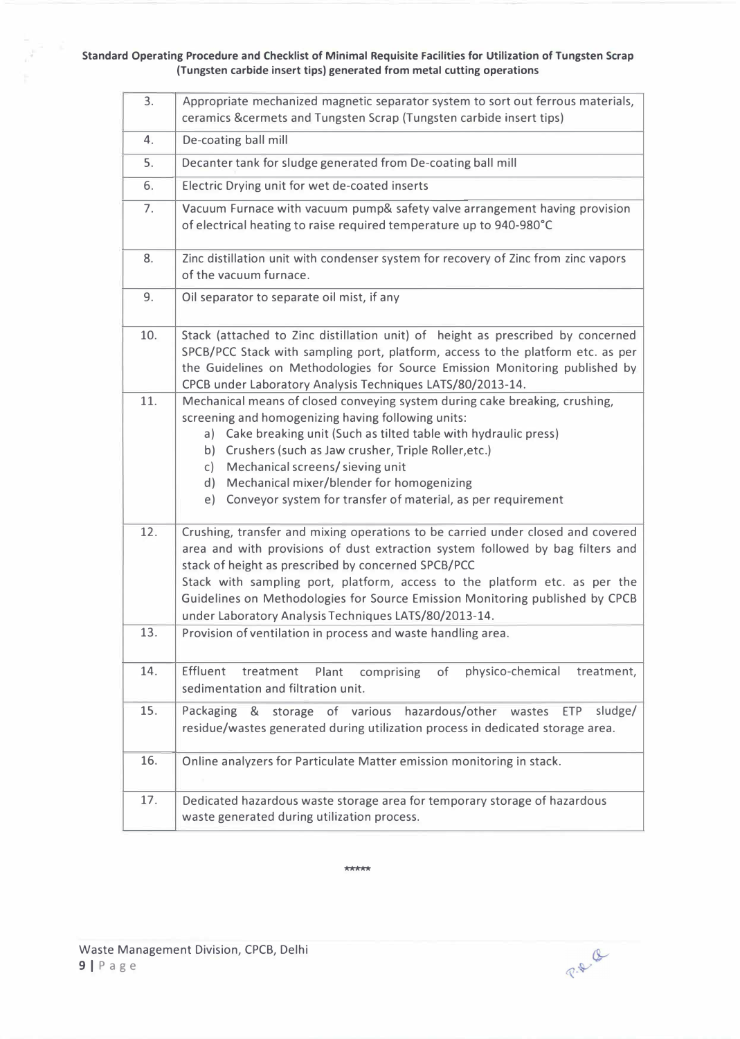| | |
|---|---|
| 3. | Appropriate mechanized magnetic separator system to sort out ferrous materials, ceramics &cermets and Tungsten Scrap (Tungsten carbide insert tips) |
| 4. | De-coating ball mill |
| 5. | Decanter tank for sludge generated from De-coating ball mill |
| 6. | Electric Drying unit for wet de-coated inserts |
| 7. | Vacuum Furnace with vacuum pump& safety valve arrangement having provision of electrical heating to raise required temperature up to 940-980°C |
| 8. | Zinc distillation unit with condenser system for recovery of Zinc from zinc vapors of the vacuum furnace. |
| 9. | Oil separator to separate oil mist, if any |
| 10. | Stack (attached to Zinc distillation unit) of height as prescribed by concerned SPCB/PCC Stack with sampling port, platform, access to the platform etc. as per the Guidelines on Methodologies for Source Emission Monitoring published by CPCB under Laboratory Analysis Techniques LATS/80/2013-14. |
| 11. | Mechanical means of closed conveying system during cake breaking, crushing, screening and homogenizing having following units:<br>a) Cake breaking unit (Such as tilted table with hydraulic press)<br>b) Crushers (such as Jaw crusher, Triple Roller,etc.)<br>c) Mechanical screens/ sieving unit<br>d) Mechanical mixer/blender for homogenizing<br>e) Conveyor system for transfer of material, as per requirement |
| 12. | Crushing, transfer and mixing operations to be carried under closed and covered area and with provisions of dust extraction system followed by bag filters and stack of height as prescribed by concerned SPCB/PCC<br>Stack with sampling port, platform, access to the platform etc. as per the Guidelines on Methodologies for Source Emission Monitoring published by CPCB under Laboratory Analysis Techniques LATS/80/2013-14. |
| 13. | Provision of ventilation in process and waste handling area. |
| 14. | Effluent treatment Plant comprising of physico-chemical treatment, sedimentation and filtration unit. |
| 15. | Packaging & storage of various hazardous/other wastes ETP sludge/ residue/wastes generated during utilization process in dedicated storage area. |
| 16. | Online analyzers for Particulate Matter emission monitoring in stack. |
| 17. | Dedicated hazardous waste storage area for temporary storage of hazardous waste generated during utilization process. |

*****